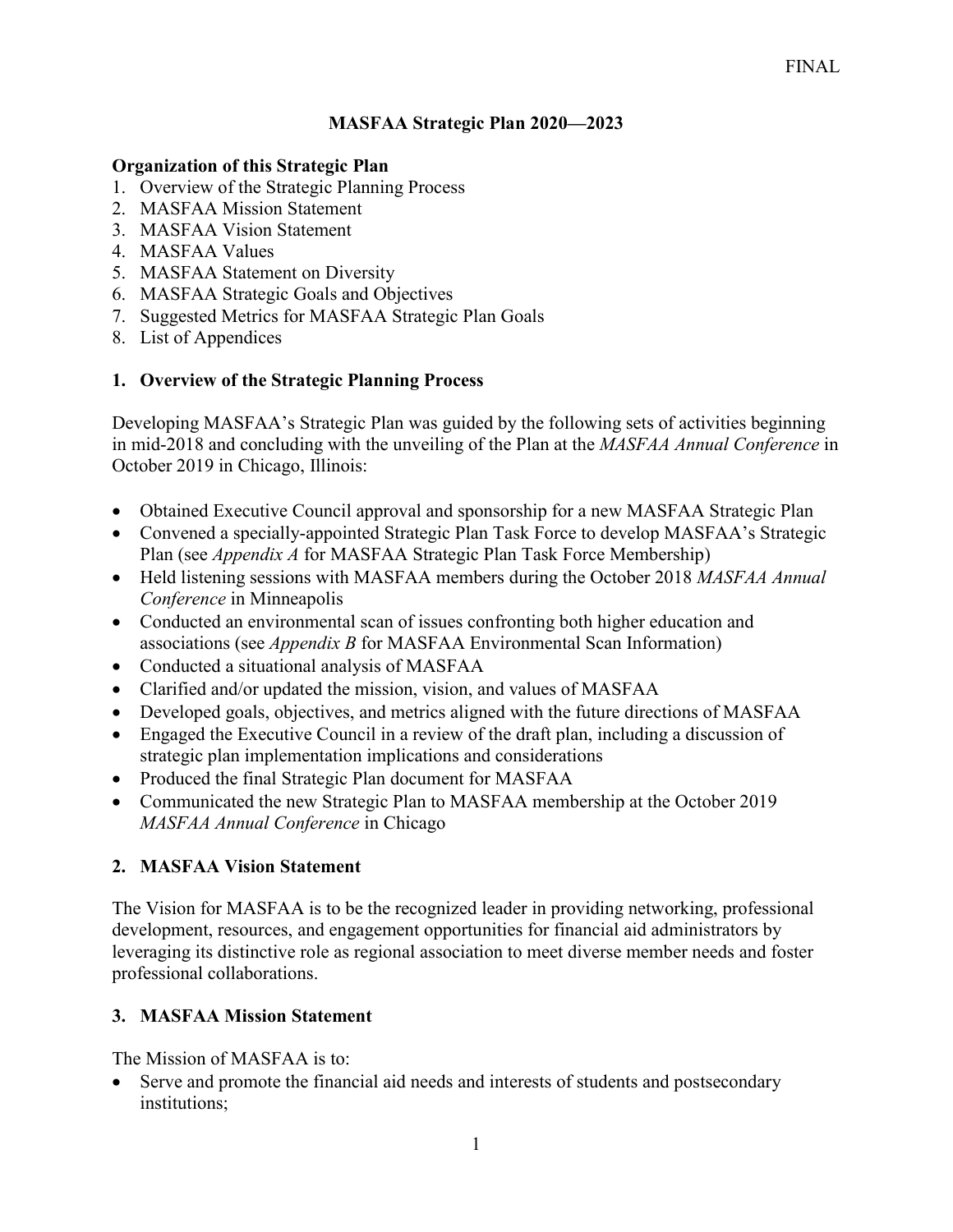FINAL

# MASFAA Strategic Plan 2020—2023

**Organization of this Strategic Plan**

1. Overview of the Strategic Planning Process
2. MASFAA Mission Statement
3. MASFAA Vision Statement
4. MASFAA Values
5. MASFAA Statement on Diversity
6. MASFAA Strategic Goals and Objectives
7. Suggested Metrics for MASFAA Strategic Plan Goals
8. List of Appendices

## 1. Overview of the Strategic Planning Process

Developing MASFAA's Strategic Plan was guided by the following sets of activities beginning in mid-2018 and concluding with the unveiling of the Plan at the *MASFAA Annual Conference* in October 2019 in Chicago, Illinois:

- Obtained Executive Council approval and sponsorship for a new MASFAA Strategic Plan
- Convened a specially-appointed Strategic Plan Task Force to develop MASFAA's Strategic Plan (see *Appendix A* for MASFAA Strategic Plan Task Force Membership)
- Held listening sessions with MASFAA members during the October 2018 *MASFAA Annual Conference* in Minneapolis
- Conducted an environmental scan of issues confronting both higher education and associations (see *Appendix B* for MASFAA Environmental Scan Information)
- Conducted a situational analysis of MASFAA
- Clarified and/or updated the mission, vision, and values of MASFAA
- Developed goals, objectives, and metrics aligned with the future directions of MASFAA
- Engaged the Executive Council in a review of the draft plan, including a discussion of strategic plan implementation implications and considerations
- Produced the final Strategic Plan document for MASFAA
- Communicated the new Strategic Plan to MASFAA membership at the October 2019 *MASFAA Annual Conference* in Chicago

## 2. MASFAA Vision Statement

The Vision for MASFAA is to be the recognized leader in providing networking, professional development, resources, and engagement opportunities for financial aid administrators by leveraging its distinctive role as regional association to meet diverse member needs and foster professional collaborations.

## 3. MASFAA Mission Statement

The Mission of MASFAA is to:

- Serve and promote the financial aid needs and interests of students and postsecondary institutions;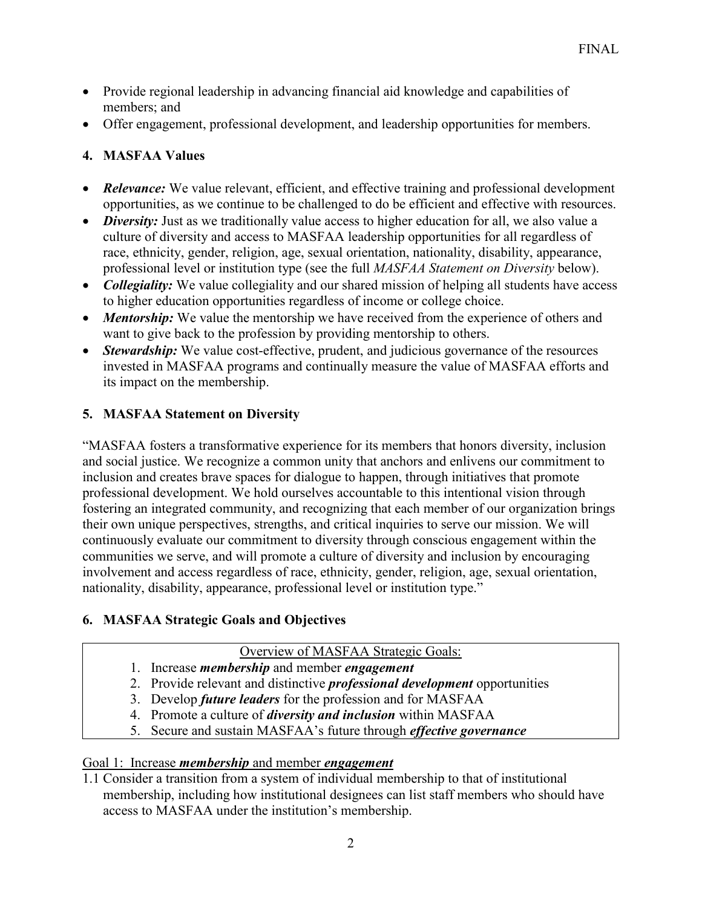- Provide regional leadership in advancing financial aid knowledge and capabilities of members; and
- Offer engagement, professional development, and leadership opportunities for members.

## 4. MASFAA Values

- ***Relevance:*** We value relevant, efficient, and effective training and professional development opportunities, as we continue to be challenged to do be efficient and effective with resources.
- ***Diversity:*** Just as we traditionally value access to higher education for all, we also value a culture of diversity and access to MASFAA leadership opportunities for all regardless of race, ethnicity, gender, religion, age, sexual orientation, nationality, disability, appearance, professional level or institution type (see the full *MASFAA Statement on Diversity* below).
- ***Collegiality:*** We value collegiality and our shared mission of helping all students have access to higher education opportunities regardless of income or college choice.
- ***Mentorship:*** We value the mentorship we have received from the experience of others and want to give back to the profession by providing mentorship to others.
- ***Stewardship:*** We value cost-effective, prudent, and judicious governance of the resources invested in MASFAA programs and continually measure the value of MASFAA efforts and its impact on the membership.

## 5. MASFAA Statement on Diversity

"MASFAA fosters a transformative experience for its members that honors diversity, inclusion and social justice. We recognize a common unity that anchors and enlivens our commitment to inclusion and creates brave spaces for dialogue to happen, through initiatives that promote professional development. We hold ourselves accountable to this intentional vision through fostering an integrated community, and recognizing that each member of our organization brings their own unique perspectives, strengths, and critical inquiries to serve our mission. We will continuously evaluate our commitment to diversity through conscious engagement within the communities we serve, and will promote a culture of diversity and inclusion by encouraging involvement and access regardless of race, ethnicity, gender, religion, age, sexual orientation, nationality, disability, appearance, professional level or institution type."

## 6. MASFAA Strategic Goals and Objectives

Overview of MASFAA Strategic Goals:

1. Increase ***membership*** and member ***engagement***
2. Provide relevant and distinctive ***professional development*** opportunities
3. Develop ***future leaders*** for the profession and for MASFAA
4. Promote a culture of ***diversity and inclusion*** within MASFAA
5. Secure and sustain MASFAA's future through ***effective governance***

Goal 1: Increase ***membership*** and member ***engagement***

1.1 Consider a transition from a system of individual membership to that of institutional membership, including how institutional designees can list staff members who should have access to MASFAA under the institution's membership.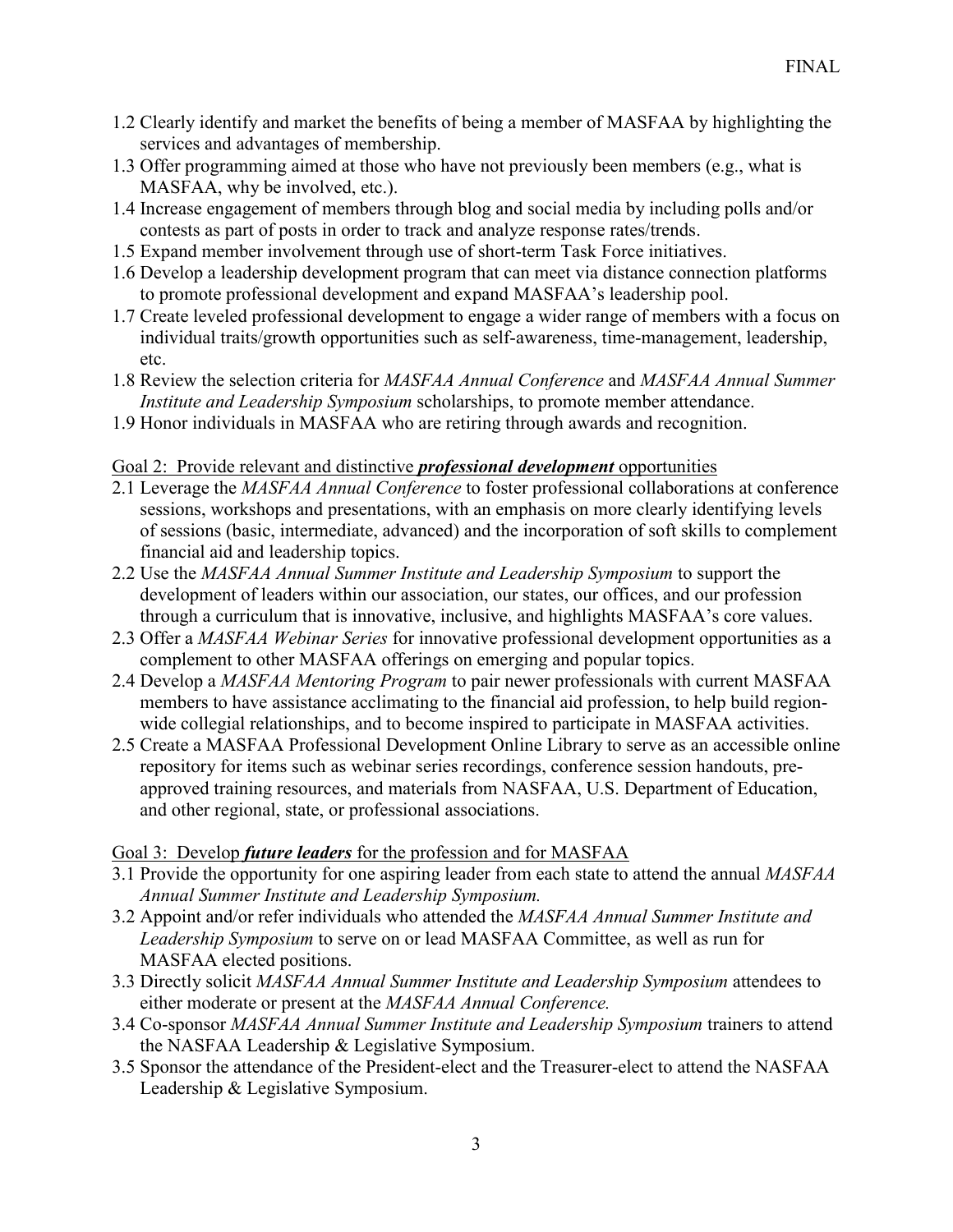1.2 Clearly identify and market the benefits of being a member of MASFAA by highlighting the services and advantages of membership.
1.3 Offer programming aimed at those who have not previously been members (e.g., what is MASFAA, why be involved, etc.).
1.4 Increase engagement of members through blog and social media by including polls and/or contests as part of posts in order to track and analyze response rates/trends.
1.5 Expand member involvement through use of short-term Task Force initiatives.
1.6 Develop a leadership development program that can meet via distance connection platforms to promote professional development and expand MASFAA's leadership pool.
1.7 Create leveled professional development to engage a wider range of members with a focus on individual traits/growth opportunities such as self-awareness, time-management, leadership, etc.
1.8 Review the selection criteria for *MASFAA Annual Conference* and *MASFAA Annual Summer Institute and Leadership Symposium* scholarships, to promote member attendance.
1.9 Honor individuals in MASFAA who are retiring through awards and recognition.

Goal 2: Provide relevant and distinctive ***professional development*** opportunities

2.1 Leverage the *MASFAA Annual Conference* to foster professional collaborations at conference sessions, workshops and presentations, with an emphasis on more clearly identifying levels of sessions (basic, intermediate, advanced) and the incorporation of soft skills to complement financial aid and leadership topics.
2.2 Use the *MASFAA Annual Summer Institute and Leadership Symposium* to support the development of leaders within our association, our states, our offices, and our profession through a curriculum that is innovative, inclusive, and highlights MASFAA's core values.
2.3 Offer a *MASFAA Webinar Series* for innovative professional development opportunities as a complement to other MASFAA offerings on emerging and popular topics.
2.4 Develop a *MASFAA Mentoring Program* to pair newer professionals with current MASFAA members to have assistance acclimating to the financial aid profession, to help build region-wide collegial relationships, and to become inspired to participate in MASFAA activities.
2.5 Create a MASFAA Professional Development Online Library to serve as an accessible online repository for items such as webinar series recordings, conference session handouts, pre-approved training resources, and materials from NASFAA, U.S. Department of Education, and other regional, state, or professional associations.

Goal 3: Develop ***future leaders*** for the profession and for MASFAA

3.1 Provide the opportunity for one aspiring leader from each state to attend the annual *MASFAA Annual Summer Institute and Leadership Symposium.*
3.2 Appoint and/or refer individuals who attended the *MASFAA Annual Summer Institute and Leadership Symposium* to serve on or lead MASFAA Committee, as well as run for MASFAA elected positions.
3.3 Directly solicit *MASFAA Annual Summer Institute and Leadership Symposium* attendees to either moderate or present at the *MASFAA Annual Conference.*
3.4 Co-sponsor *MASFAA Annual Summer Institute and Leadership Symposium* trainers to attend the NASFAA Leadership & Legislative Symposium.
3.5 Sponsor the attendance of the President-elect and the Treasurer-elect to attend the NASFAA Leadership & Legislative Symposium.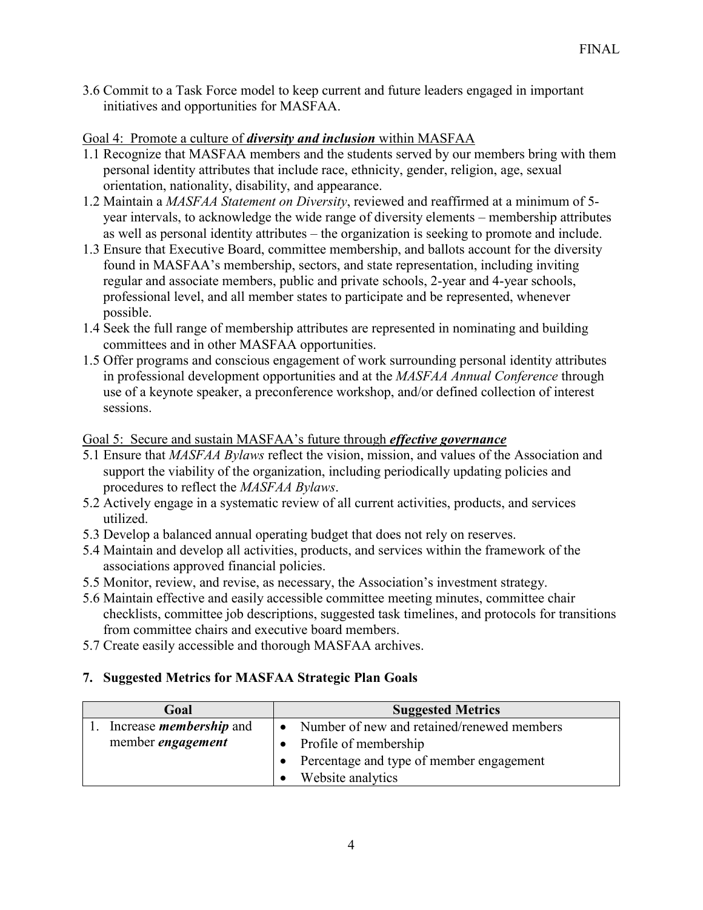3.6 Commit to a Task Force model to keep current and future leaders engaged in important initiatives and opportunities for MASFAA.

Goal 4: Promote a culture of ***diversity and inclusion*** within MASFAA

1.1 Recognize that MASFAA members and the students served by our members bring with them personal identity attributes that include race, ethnicity, gender, religion, age, sexual orientation, nationality, disability, and appearance.
1.2 Maintain a *MASFAA Statement on Diversity*, reviewed and reaffirmed at a minimum of 5-year intervals, to acknowledge the wide range of diversity elements – membership attributes as well as personal identity attributes – the organization is seeking to promote and include.
1.3 Ensure that Executive Board, committee membership, and ballots account for the diversity found in MASFAA's membership, sectors, and state representation, including inviting regular and associate members, public and private schools, 2-year and 4-year schools, professional level, and all member states to participate and be represented, whenever possible.
1.4 Seek the full range of membership attributes are represented in nominating and building committees and in other MASFAA opportunities.
1.5 Offer programs and conscious engagement of work surrounding personal identity attributes in professional development opportunities and at the *MASFAA Annual Conference* through use of a keynote speaker, a preconference workshop, and/or defined collection of interest sessions.

Goal 5: Secure and sustain MASFAA's future through ***effective governance***

5.1 Ensure that *MASFAA Bylaws* reflect the vision, mission, and values of the Association and support the viability of the organization, including periodically updating policies and procedures to reflect the *MASFAA Bylaws*.
5.2 Actively engage in a systematic review of all current activities, products, and services utilized.
5.3 Develop a balanced annual operating budget that does not rely on reserves.
5.4 Maintain and develop all activities, products, and services within the framework of the associations approved financial policies.
5.5 Monitor, review, and revise, as necessary, the Association's investment strategy.
5.6 Maintain effective and easily accessible committee meeting minutes, committee chair checklists, committee job descriptions, suggested task timelines, and protocols for transitions from committee chairs and executive board members.
5.7 Create easily accessible and thorough MASFAA archives.

## 7. Suggested Metrics for MASFAA Strategic Plan Goals

| Goal | Suggested Metrics |
|---|---|
| 1. Increase ***membership*** and member ***engagement*** | • Number of new and retained/renewed members<br>• Profile of membership<br>• Percentage and type of member engagement<br>• Website analytics |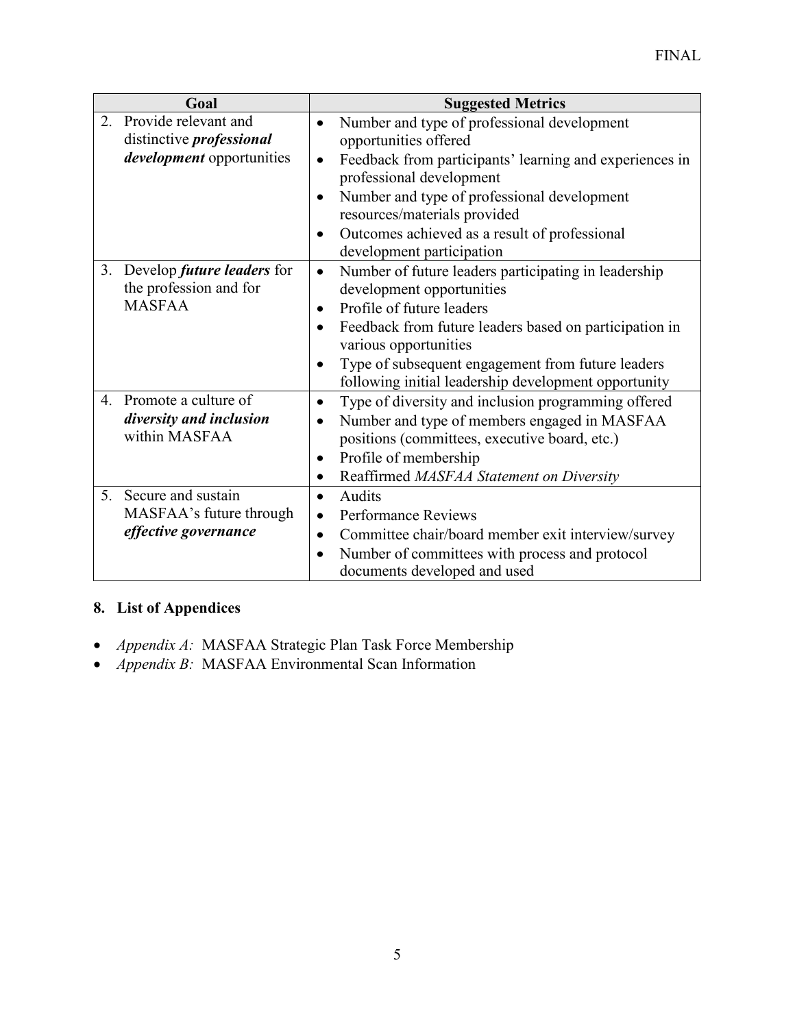| Goal | Suggested Metrics |
|---|---|
| 2. Provide relevant and distinctive ***professional development*** opportunities | • Number and type of professional development opportunities offered<br>• Feedback from participants' learning and experiences in professional development<br>• Number and type of professional development resources/materials provided<br>• Outcomes achieved as a result of professional development participation |
| 3. Develop ***future leaders*** for the profession and for MASFAA | • Number of future leaders participating in leadership development opportunities<br>• Profile of future leaders<br>• Feedback from future leaders based on participation in various opportunities<br>• Type of subsequent engagement from future leaders following initial leadership development opportunity |
| 4. Promote a culture of ***diversity and inclusion*** within MASFAA | • Type of diversity and inclusion programming offered<br>• Number and type of members engaged in MASFAA positions (committees, executive board, etc.)<br>• Profile of membership<br>• Reaffirmed *MASFAA Statement on Diversity* |
| 5. Secure and sustain MASFAA's future through ***effective governance*** | • Audits<br>• Performance Reviews<br>• Committee chair/board member exit interview/survey<br>• Number of committees with process and protocol documents developed and used |

## 8. List of Appendices

- *Appendix A:* MASFAA Strategic Plan Task Force Membership
- *Appendix B:* MASFAA Environmental Scan Information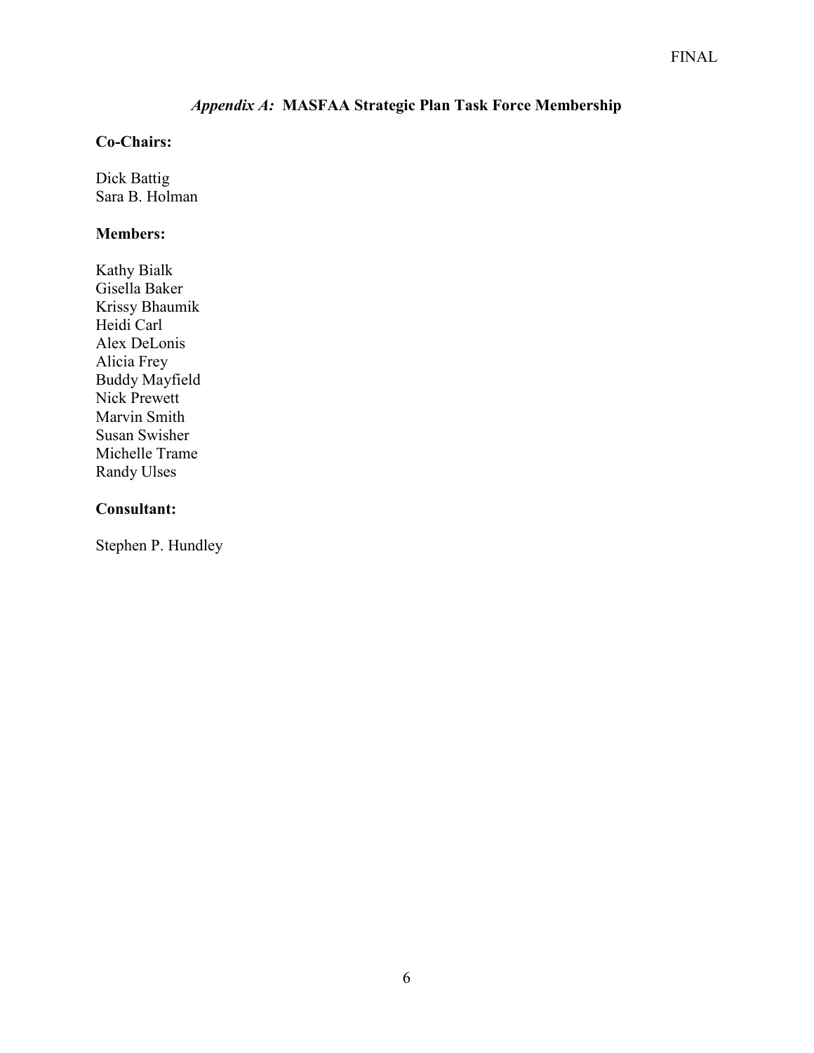## *Appendix A:* MASFAA Strategic Plan Task Force Membership

**Co-Chairs:**

Dick Battig
Sara B. Holman

**Members:**

Kathy Bialk
Gisella Baker
Krissy Bhaumik
Heidi Carl
Alex DeLonis
Alicia Frey
Buddy Mayfield
Nick Prewett
Marvin Smith
Susan Swisher
Michelle Trame
Randy Ulses

**Consultant:**

Stephen P. Hundley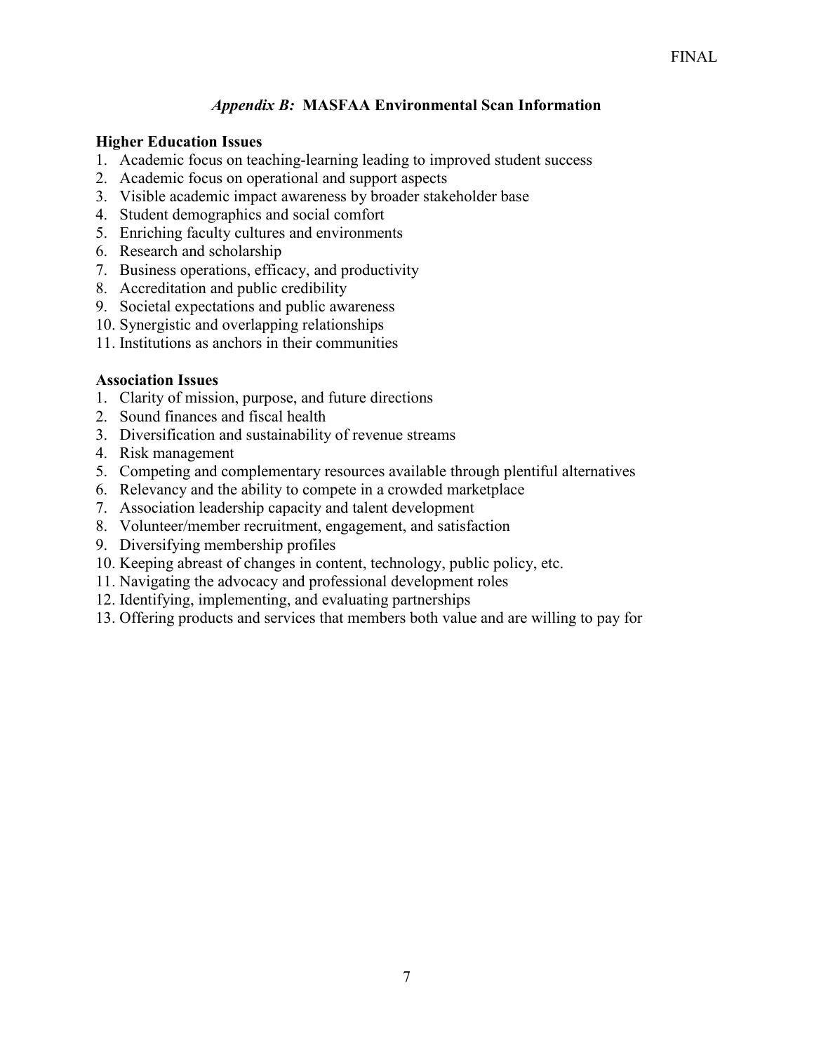## *Appendix B:* **MASFAA Environmental Scan Information**

### Higher Education Issues

1. Academic focus on teaching-learning leading to improved student success
2. Academic focus on operational and support aspects
3. Visible academic impact awareness by broader stakeholder base
4. Student demographics and social comfort
5. Enriching faculty cultures and environments
6. Research and scholarship
7. Business operations, efficacy, and productivity
8. Accreditation and public credibility
9. Societal expectations and public awareness
10. Synergistic and overlapping relationships
11. Institutions as anchors in their communities

### Association Issues

1. Clarity of mission, purpose, and future directions
2. Sound finances and fiscal health
3. Diversification and sustainability of revenue streams
4. Risk management
5. Competing and complementary resources available through plentiful alternatives
6. Relevancy and the ability to compete in a crowded marketplace
7. Association leadership capacity and talent development
8. Volunteer/member recruitment, engagement, and satisfaction
9. Diversifying membership profiles
10. Keeping abreast of changes in content, technology, public policy, etc.
11. Navigating the advocacy and professional development roles
12. Identifying, implementing, and evaluating partnerships
13. Offering products and services that members both value and are willing to pay for